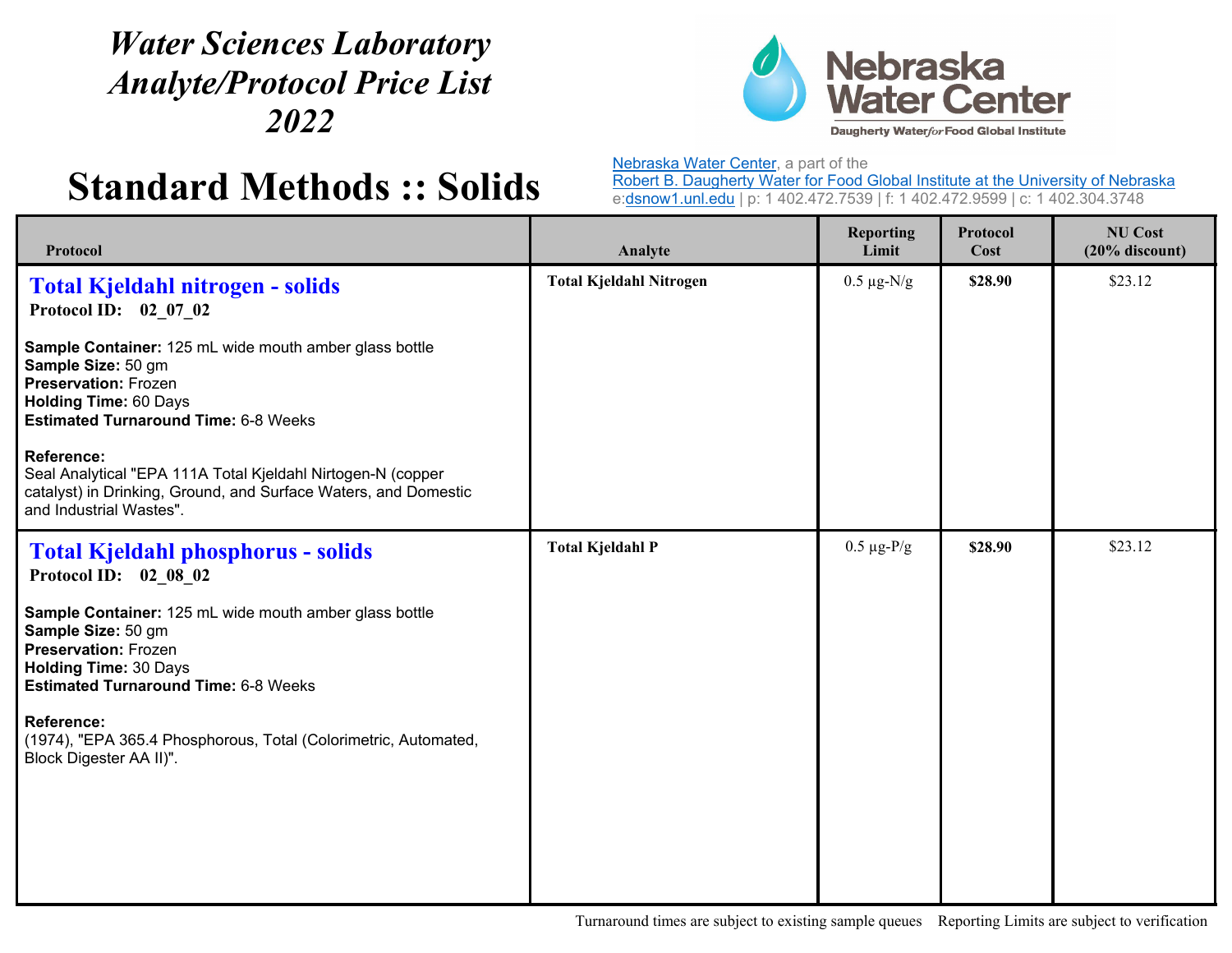# *Water Sciences Laboratory Analyte/Protocol Price List 2022*

# Standard Methods :: Solids

Nebraska Water Center, a part of the
Robert B. Daugherty Water for Food Global Institute at the University of Nebraska
e:dsnow1.unl.edu | p: 1 402.472.7539 | f: 1 402.472.9599 | c: 1 402.304.3748

| Protocol | Analyte | Reporting Limit | Protocol Cost | NU Cost (20% discount) |
|---|---|---|---|---|
| **Total Kjeldahl nitrogen - solids**<br>**Protocol ID: 02_07_02**<br><br>**Sample Container:** 125 mL wide mouth amber glass bottle<br>**Sample Size:** 50 gm<br>**Preservation:** Frozen<br>**Holding Time:** 60 Days<br>**Estimated Turnaround Time:** 6-8 Weeks<br><br>**Reference:**<br>Seal Analytical "EPA 111A Total Kjeldahl Nirtogen-N (copper catalyst) in Drinking, Ground, and Surface Waters, and Domestic and Industrial Wastes". | **Total Kjeldahl Nitrogen** | 0.5 µg-N/g | **$28.90** | $23.12 |
| **Total Kjeldahl phosphorus - solids**<br>**Protocol ID: 02_08_02**<br><br>**Sample Container:** 125 mL wide mouth amber glass bottle<br>**Sample Size:** 50 gm<br>**Preservation:** Frozen<br>**Holding Time:** 30 Days<br>**Estimated Turnaround Time:** 6-8 Weeks<br><br>**Reference:**<br>(1974), "EPA 365.4 Phosphorous, Total (Colorimetric, Automated, Block Digester AA II)". | **Total Kjeldahl P** | 0.5 µg-P/g | **$28.90** | $23.12 |

Turnaround times are subject to existing sample queues    Reporting Limits are subject to verification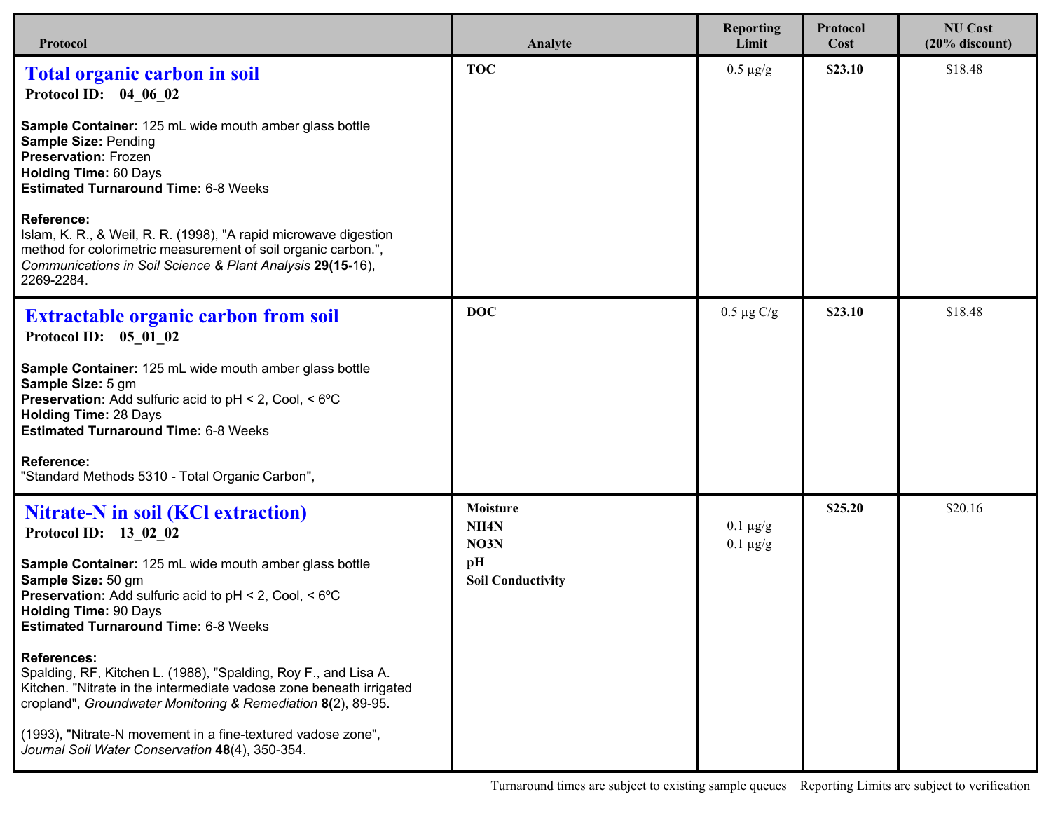| Protocol | Analyte | Reporting Limit | Protocol Cost | NU Cost (20% discount) |
|---|---|---|---|---|
| **Total organic carbon in soil**<br>**Protocol ID: 04_06_02**<br><br>**Sample Container:** 125 mL wide mouth amber glass bottle<br>**Sample Size:** Pending<br>**Preservation:** Frozen<br>**Holding Time:** 60 Days<br>**Estimated Turnaround Time:** 6-8 Weeks<br><br>**Reference:**<br>Islam, K. R., & Weil, R. R. (1998), "A rapid microwave digestion method for colorimetric measurement of soil organic carbon.", *Communications in Soil Science & Plant Analysis* **29(15-**16), 2269-2284. | **TOC** | 0.5 µg/g | **$23.10** | $18.48 |
| **Extractable organic carbon from soil**<br>**Protocol ID: 05_01_02**<br><br>**Sample Container:** 125 mL wide mouth amber glass bottle<br>**Sample Size:** 5 gm<br>**Preservation:** Add sulfuric acid to pH < 2, Cool, < 6ºC<br>**Holding Time:** 28 Days<br>**Estimated Turnaround Time:** 6-8 Weeks<br><br>**Reference:**<br>"Standard Methods 5310 - Total Organic Carbon", | **DOC** | 0.5 µg C/g | **$23.10** | $18.48 |
| **Nitrate-N in soil (KCl extraction)**<br>**Protocol ID: 13_02_02**<br><br>**Sample Container:** 125 mL wide mouth amber glass bottle<br>**Sample Size:** 50 gm<br>**Preservation:** Add sulfuric acid to pH < 2, Cool, < 6ºC<br>**Holding Time:** 90 Days<br>**Estimated Turnaround Time:** 6-8 Weeks<br><br>**References:**<br>Spalding, RF, Kitchen L. (1988), "Spalding, Roy F., and Lisa A. Kitchen. "Nitrate in the intermediate vadose zone beneath irrigated cropland", *Groundwater Monitoring & Remediation* **8(**2), 89-95.<br><br>(1993), "Nitrate-N movement in a fine-textured vadose zone", *Journal Soil Water Conservation* **48**(4), 350-354. | **Moisture**<br>**NH4N**<br>**NO3N**<br>**pH**<br>**Soil Conductivity** | <br>0.1 µg/g<br>0.1 µg/g | **$25.20** | $20.16 |

Turnaround times are subject to existing sample queues Reporting Limits are subject to verification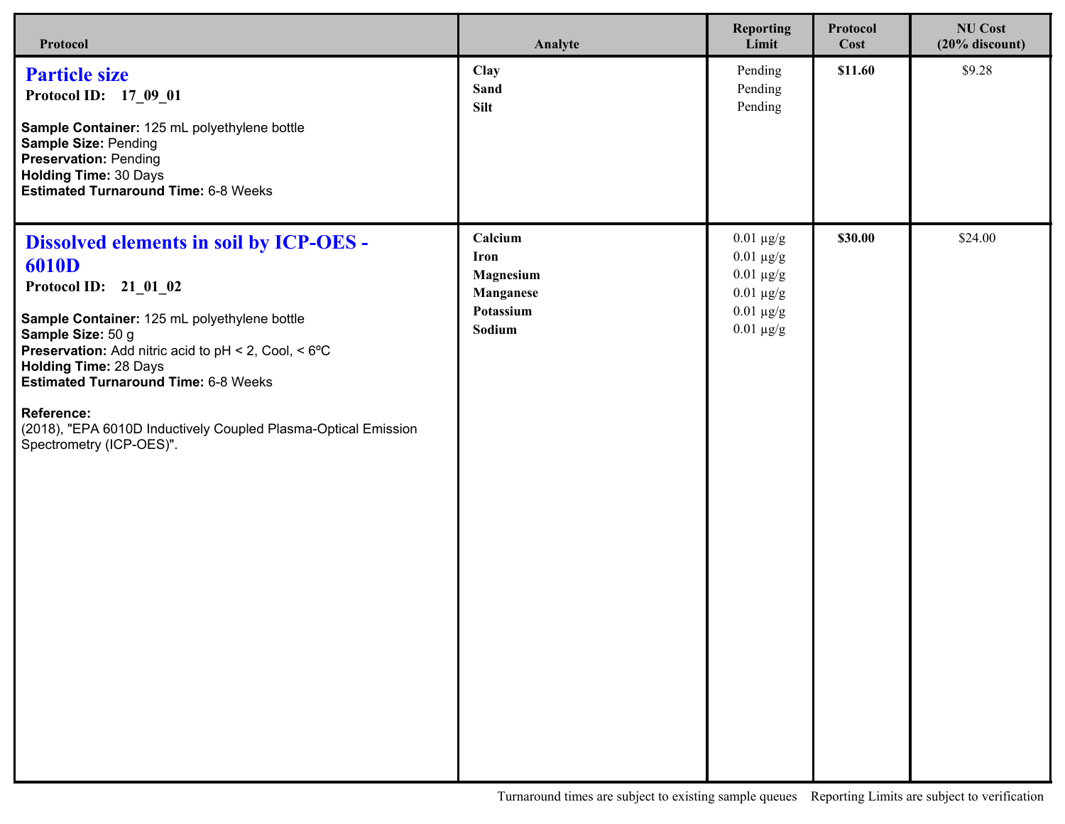| Protocol | Analyte | Reporting Limit | Protocol Cost | NU Cost (20% discount) |
| --- | --- | --- | --- | --- |
| **Particle size**<br>**Protocol ID: 17_09_01**<br><br>**Sample Container:** 125 mL polyethylene bottle<br>**Sample Size:** Pending<br>**Preservation:** Pending<br>**Holding Time:** 30 Days<br>**Estimated Turnaround Time:** 6-8 Weeks | **Clay**<br>**Sand**<br>**Silt** | Pending<br>Pending<br>Pending | **$11.60** | $9.28 |
| **Dissolved elements in soil by ICP-OES - 6010D**<br>**Protocol ID: 21_01_02**<br><br>**Sample Container:** 125 mL polyethylene bottle<br>**Sample Size:** 50 g<br>**Preservation:** Add nitric acid to pH < 2, Cool, < 6ºC<br>**Holding Time:** 28 Days<br>**Estimated Turnaround Time:** 6-8 Weeks<br><br>**Reference:**<br>(2018), "EPA 6010D Inductively Coupled Plasma-Optical Emission Spectrometry (ICP-OES)". | **Calcium**<br>**Iron**<br>**Magnesium**<br>**Manganese**<br>**Potassium**<br>**Sodium** | 0.01 µg/g<br>0.01 µg/g<br>0.01 µg/g<br>0.01 µg/g<br>0.01 µg/g<br>0.01 µg/g | **$30.00** | $24.00 |

Turnaround times are subject to existing sample queues    Reporting Limits are subject to verification